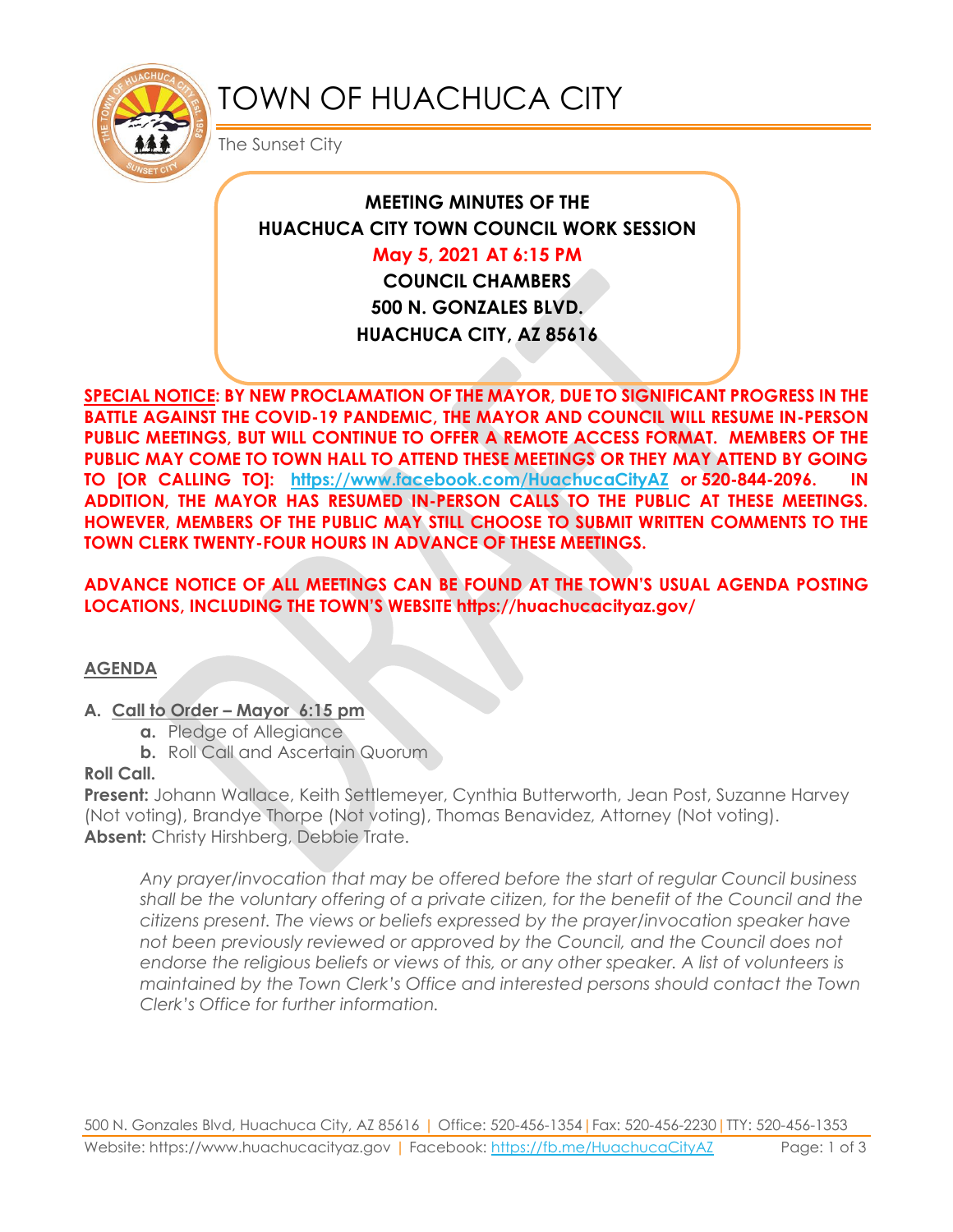# TOWN OF HUACHUCA CITY

The Sunset City

**MEETING MINUTES OF THE**
**HUACHUCA CITY TOWN COUNCIL WORK SESSION**
**May 5, 2021 AT 6:15 PM**
**COUNCIL CHAMBERS**
**500 N. GONZALES BLVD.**
**HUACHUCA CITY, AZ 85616**

**SPECIAL NOTICE: BY NEW PROCLAMATION OF THE MAYOR, DUE TO SIGNIFICANT PROGRESS IN THE BATTLE AGAINST THE COVID-19 PANDEMIC, THE MAYOR AND COUNCIL WILL RESUME IN-PERSON PUBLIC MEETINGS, BUT WILL CONTINUE TO OFFER A REMOTE ACCESS FORMAT. MEMBERS OF THE PUBLIC MAY COME TO TOWN HALL TO ATTEND THESE MEETINGS OR THEY MAY ATTEND BY GOING TO [OR CALLING TO]: https://www.facebook.com/HuachucaCityAZ or 520-844-2096. IN ADDITION, THE MAYOR HAS RESUMED IN-PERSON CALLS TO THE PUBLIC AT THESE MEETINGS. HOWEVER, MEMBERS OF THE PUBLIC MAY STILL CHOOSE TO SUBMIT WRITTEN COMMENTS TO THE TOWN CLERK TWENTY-FOUR HOURS IN ADVANCE OF THESE MEETINGS.**

**ADVANCE NOTICE OF ALL MEETINGS CAN BE FOUND AT THE TOWN'S USUAL AGENDA POSTING LOCATIONS, INCLUDING THE TOWN'S WEBSITE https://huachucacityaz.gov/**

## AGENDA

**A. Call to Order – Mayor 6:15 pm**

- **a.** Pledge of Allegiance
- **b.** Roll Call and Ascertain Quorum

**Roll Call.**

**Present:** Johann Wallace, Keith Settlemeyer, Cynthia Butterworth, Jean Post, Suzanne Harvey (Not voting), Brandye Thorpe (Not voting), Thomas Benavidez, Attorney (Not voting).

**Absent:** Christy Hirshberg, Debbie Trate.

*Any prayer/invocation that may be offered before the start of regular Council business shall be the voluntary offering of a private citizen, for the benefit of the Council and the citizens present. The views or beliefs expressed by the prayer/invocation speaker have not been previously reviewed or approved by the Council, and the Council does not endorse the religious beliefs or views of this, or any other speaker. A list of volunteers is maintained by the Town Clerk's Office and interested persons should contact the Town Clerk's Office for further information.*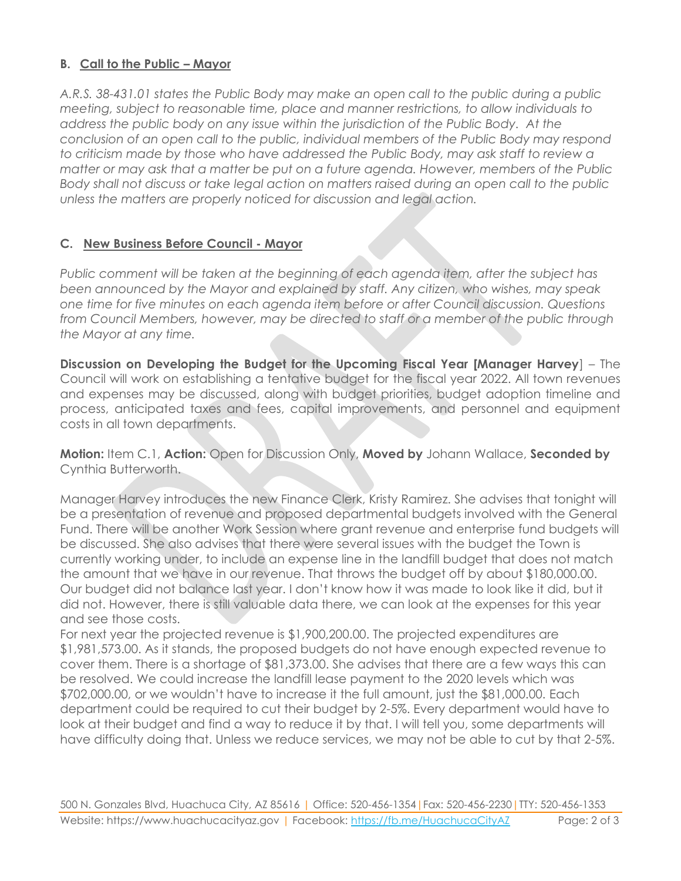**B. Call to the Public – Mayor**

*A.R.S. 38-431.01 states the Public Body may make an open call to the public during a public meeting, subject to reasonable time, place and manner restrictions, to allow individuals to address the public body on any issue within the jurisdiction of the Public Body. At the conclusion of an open call to the public, individual members of the Public Body may respond to criticism made by those who have addressed the Public Body, may ask staff to review a matter or may ask that a matter be put on a future agenda. However, members of the Public Body shall not discuss or take legal action on matters raised during an open call to the public unless the matters are properly noticed for discussion and legal action.*

**C. New Business Before Council - Mayor**

*Public comment will be taken at the beginning of each agenda item, after the subject has been announced by the Mayor and explained by staff. Any citizen, who wishes, may speak one time for five minutes on each agenda item before or after Council discussion. Questions from Council Members, however, may be directed to staff or a member of the public through the Mayor at any time.*

**Discussion on Developing the Budget for the Upcoming Fiscal Year [Manager Harvey**] – The Council will work on establishing a tentative budget for the fiscal year 2022. All town revenues and expenses may be discussed, along with budget priorities, budget adoption timeline and process, anticipated taxes and fees, capital improvements, and personnel and equipment costs in all town departments.

**Motion:** Item C.1, **Action:** Open for Discussion Only, **Moved by** Johann Wallace, **Seconded by** Cynthia Butterworth.

Manager Harvey introduces the new Finance Clerk, Kristy Ramirez. She advises that tonight will be a presentation of revenue and proposed departmental budgets involved with the General Fund. There will be another Work Session where grant revenue and enterprise fund budgets will be discussed. She also advises that there were several issues with the budget the Town is currently working under, to include an expense line in the landfill budget that does not match the amount that we have in our revenue. That throws the budget off by about $180,000.00. Our budget did not balance last year. I don't know how it was made to look like it did, but it did not. However, there is still valuable data there, we can look at the expenses for this year and see those costs.
For next year the projected revenue is $1,900,200.00. The projected expenditures are $1,981,573.00. As it stands, the proposed budgets do not have enough expected revenue to cover them. There is a shortage of $81,373.00. She advises that there are a few ways this can be resolved. We could increase the landfill lease payment to the 2020 levels which was $702,000.00, or we wouldn't have to increase it the full amount, just the $81,000.00. Each department could be required to cut their budget by 2-5%. Every department would have to look at their budget and find a way to reduce it by that. I will tell you, some departments will have difficulty doing that. Unless we reduce services, we may not be able to cut by that 2-5%.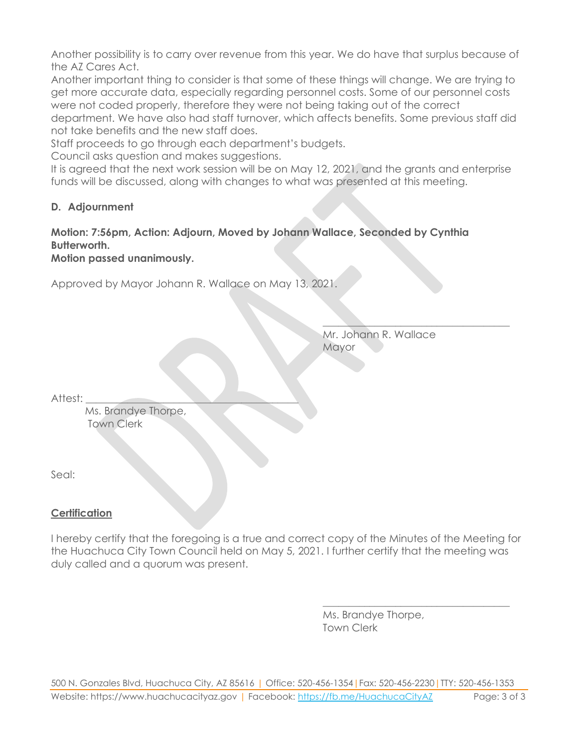Another possibility is to carry over revenue from this year. We do have that surplus because of the AZ Cares Act.

Another important thing to consider is that some of these things will change. We are trying to get more accurate data, especially regarding personnel costs. Some of our personnel costs were not coded properly, therefore they were not being taking out of the correct department. We have also had staff turnover, which affects benefits. Some previous staff did not take benefits and the new staff does.

Staff proceeds to go through each department's budgets.

Council asks question and makes suggestions.

It is agreed that the next work session will be on May 12, 2021, and the grants and enterprise funds will be discussed, along with changes to what was presented at this meeting.

**D. Adjournment**

**Motion: 7:56pm, Action: Adjourn, Moved by Johann Wallace, Seconded by Cynthia Butterworth.**
**Motion passed unanimously.**

Approved by Mayor Johann R. Wallace on May 13, 2021.

\_\_\_\_\_\_\_\_\_\_\_\_\_\_\_\_\_\_\_\_\_\_\_\_\_\_\_\_\_\_\_\_\_\_\_\_
Mr. Johann R. Wallace
Mayor

Attest: \_\_\_\_\_\_\_\_\_\_\_\_\_\_\_\_\_\_\_\_\_\_\_\_\_\_\_\_\_\_\_\_\_\_\_\_\_\_\_\_
Ms. Brandye Thorpe,
Town Clerk

Seal:

**Certification**

I hereby certify that the foregoing is a true and correct copy of the Minutes of the Meeting for the Huachuca City Town Council held on May 5, 2021. I further certify that the meeting was duly called and a quorum was present.

\_\_\_\_\_\_\_\_\_\_\_\_\_\_\_\_\_\_\_\_\_\_\_\_\_\_\_\_\_\_\_\_\_\_\_\_
Ms. Brandye Thorpe,
Town Clerk